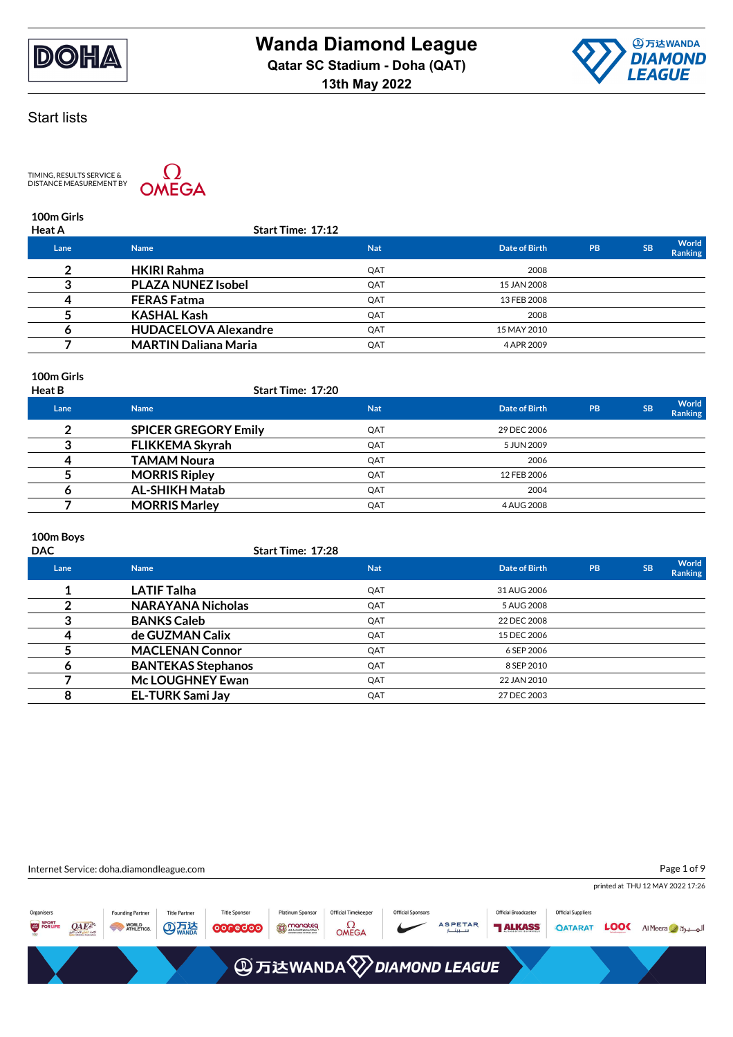# Wanda Diamond League

**Qatar SC Stadium - Doha (QAT)**

**13th May 2022**

## Start lists

TIMING, RESULTS SERVICE & DISTANCE MEASUREMENT BY OMEGA

### 100m Girls

**Heat A** — Start Time: 17:12

| Lane | Name | Nat | Date of Birth | PB | SB | World Ranking |
|---|---|---|---|---|---|---|
| 2 | HKIRI Rahma | QAT | 2008 | | | |
| 3 | PLAZA NUNEZ Isobel | QAT | 15 JAN 2008 | | | |
| 4 | FERAS Fatma | QAT | 13 FEB 2008 | | | |
| 5 | KASHAL Kash | QAT | 2008 | | | |
| 6 | HUDACELOVA Alexandre | QAT | 15 MAY 2010 | | | |
| 7 | MARTIN Daliana Maria | QAT | 4 APR 2009 | | | |

### 100m Girls

**Heat B** — Start Time: 17:20

| Lane | Name | Nat | Date of Birth | PB | SB | World Ranking |
|---|---|---|---|---|---|---|
| 2 | SPICER GREGORY Emily | QAT | 29 DEC 2006 | | | |
| 3 | FLIKKEMA Skyrah | QAT | 5 JUN 2009 | | | |
| 4 | TAMAM Noura | QAT | 2006 | | | |
| 5 | MORRIS Ripley | QAT | 12 FEB 2006 | | | |
| 6 | AL-SHIKH Matab | QAT | 2004 | | | |
| 7 | MORRIS Marley | QAT | 4 AUG 2008 | | | |

### 100m Boys

**DAC** — Start Time: 17:28

| Lane | Name | Nat | Date of Birth | PB | SB | World Ranking |
|---|---|---|---|---|---|---|
| 1 | LATIF Talha | QAT | 31 AUG 2006 | | | |
| 2 | NARAYANA Nicholas | QAT | 5 AUG 2008 | | | |
| 3 | BANKS Caleb | QAT | 22 DEC 2008 | | | |
| 4 | de GUZMAN Calix | QAT | 15 DEC 2006 | | | |
| 5 | MACLENAN Connor | QAT | 6 SEP 2006 | | | |
| 6 | BANTEKAS Stephanos | QAT | 8 SEP 2010 | | | |
| 7 | Mc LOUGHNEY Ewan | QAT | 22 JAN 2010 | | | |
| 8 | EL-TURK Sami Jay | QAT | 27 DEC 2003 | | | |

Internet Service: doha.diamondleague.com

printed at THU 12 MAY 2022 17:26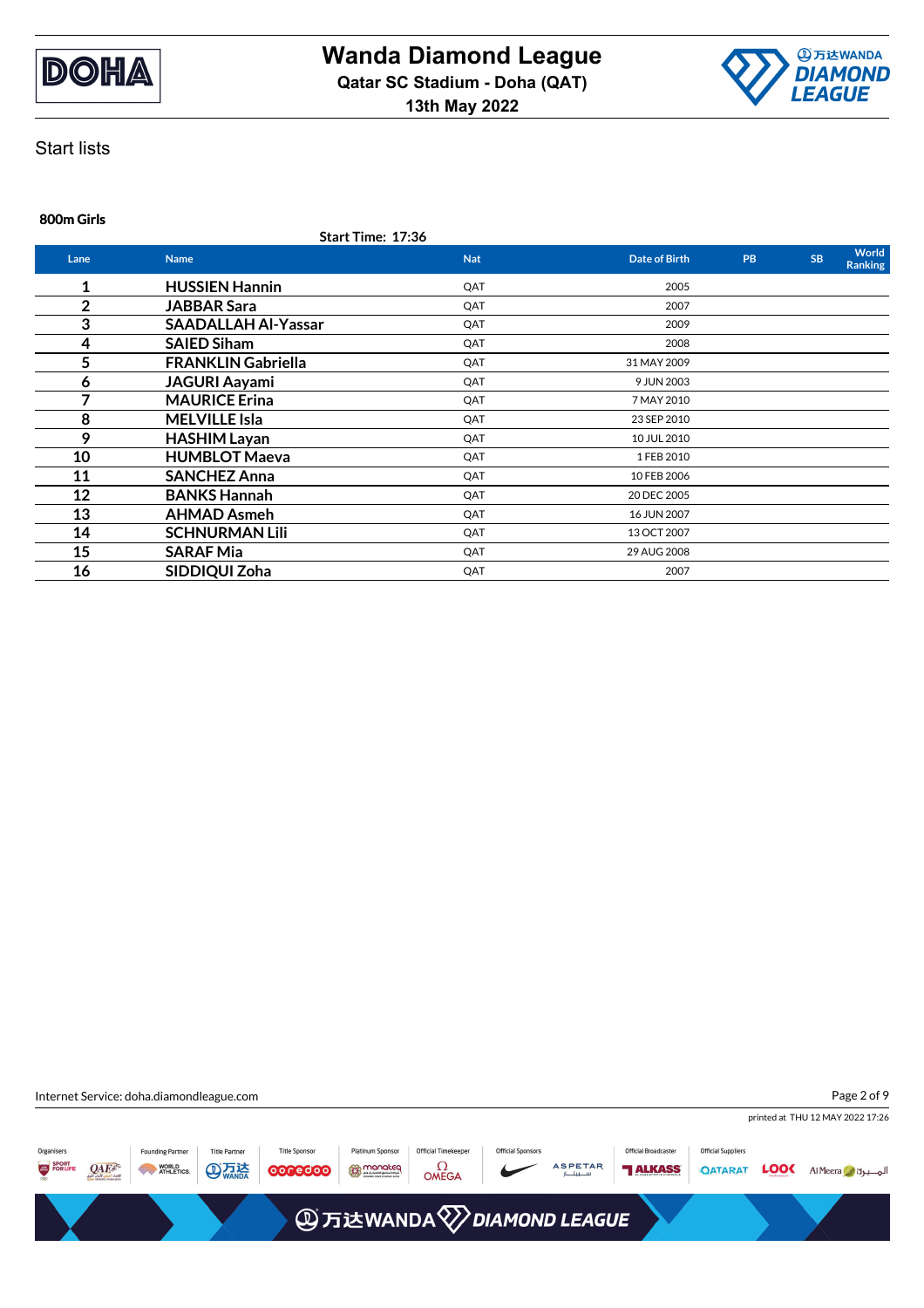# Wanda Diamond League

**Qatar SC Stadium - Doha (QAT)**

**13th May 2022**

## Start lists

### 800m Girls

**Start Time: 17:36**

| Lane | Name | Nat | Date of Birth | PB | SB | World Ranking |
|---|---|---|---|---|---|---|
| 1 | **HUSSIEN Hannin** | QAT | 2005 | | | |
| 2 | **JABBAR Sara** | QAT | 2007 | | | |
| 3 | **SAADALLAH Al-Yassar** | QAT | 2009 | | | |
| 4 | **SAIED Siham** | QAT | 2008 | | | |
| 5 | **FRANKLIN Gabriella** | QAT | 31 MAY 2009 | | | |
| 6 | **JAGURI Aayami** | QAT | 9 JUN 2003 | | | |
| 7 | **MAURICE Erina** | QAT | 7 MAY 2010 | | | |
| 8 | **MELVILLE Isla** | QAT | 23 SEP 2010 | | | |
| 9 | **HASHIM Layan** | QAT | 10 JUL 2010 | | | |
| 10 | **HUMBLOT Maeva** | QAT | 1 FEB 2010 | | | |
| 11 | **SANCHEZ Anna** | QAT | 10 FEB 2006 | | | |
| 12 | **BANKS Hannah** | QAT | 20 DEC 2005 | | | |
| 13 | **AHMAD Asmeh** | QAT | 16 JUN 2007 | | | |
| 14 | **SCHNURMAN Lili** | QAT | 13 OCT 2007 | | | |
| 15 | **SARAF Mia** | QAT | 29 AUG 2008 | | | |
| 16 | **SIDDIQUI Zoha** | QAT | 2007 | | | |

Internet Service: doha.diamondleague.com

printed at THU 12 MAY 2022 17:26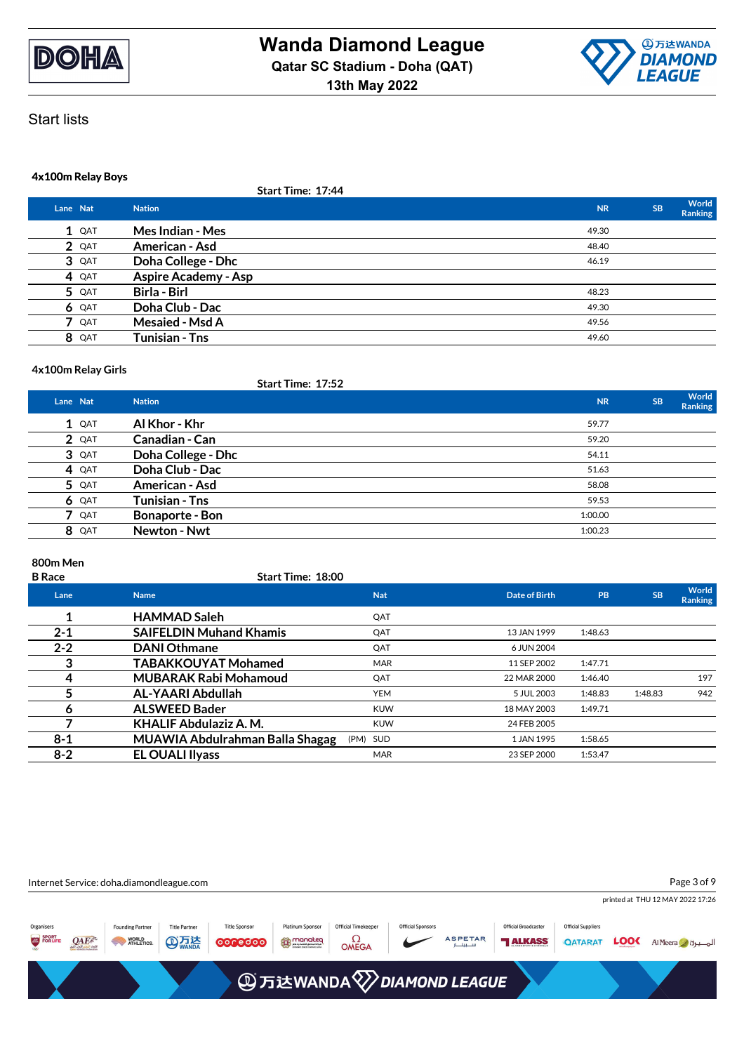# Wanda Diamond League

**Qatar SC Stadium - Doha (QAT)**

**13th May 2022**

## Start lists

### 4x100m Relay Boys

**Start Time: 17:44**

| Lane | Nat | Nation | NR | SB | World Ranking |
|---|---|---|---|---|---|
| 1 | QAT | Mes Indian - Mes | 49.30 | | |
| 2 | QAT | American - Asd | 48.40 | | |
| 3 | QAT | Doha College - Dhc | 46.19 | | |
| 4 | QAT | Aspire Academy - Asp | | | |
| 5 | QAT | Birla - Birl | 48.23 | | |
| 6 | QAT | Doha Club - Dac | 49.30 | | |
| 7 | QAT | Mesaied - Msd A | 49.56 | | |
| 8 | QAT | Tunisian - Tns | 49.60 | | |

### 4x100m Relay Girls

**Start Time: 17:52**

| Lane | Nat | Nation | NR | SB | World Ranking |
|---|---|---|---|---|---|
| 1 | QAT | Al Khor - Khr | 59.77 | | |
| 2 | QAT | Canadian - Can | 59.20 | | |
| 3 | QAT | Doha College - Dhc | 54.11 | | |
| 4 | QAT | Doha Club - Dac | 51.63 | | |
| 5 | QAT | American - Asd | 58.08 | | |
| 6 | QAT | Tunisian - Tns | 59.53 | | |
| 7 | QAT | Bonaporte - Bon | 1:00.00 | | |
| 8 | QAT | Newton - Nwt | 1:00.23 | | |

### 800m Men

**B Race**

**Start Time: 18:00**

| Lane | Name | | Nat | Date of Birth | PB | SB | World Ranking |
|---|---|---|---|---|---|---|---|
| 1 | HAMMAD Saleh | | QAT | | | | |
| 2-1 | SAIFELDIN Muhand Khamis | | QAT | 13 JAN 1999 | 1:48.63 | | |
| 2-2 | DANI Othmane | | QAT | 6 JUN 2004 | | | |
| 3 | TABAKKOUYAT Mohamed | | MAR | 11 SEP 2002 | 1:47.71 | | |
| 4 | MUBARAK Rabi Mohamoud | | QAT | 22 MAR 2000 | 1:46.40 | | 197 |
| 5 | AL-YAARI Abdullah | | YEM | 5 JUL 2003 | 1:48.83 | 1:48.83 | 942 |
| 6 | ALSWEED Bader | | KUW | 18 MAY 2003 | 1:49.71 | | |
| 7 | KHALIF Abdulaziz A. M. | | KUW | 24 FEB 2005 | | | |
| 8-1 | MUAWIA Abdulrahman Balla Shagag | (PM) | SUD | 1 JAN 1995 | 1:58.65 | | |
| 8-2 | EL OUALI Ilyass | | MAR | 23 SEP 2000 | 1:53.47 | | |

Internet Service: doha.diamondleague.com

printed at THU 12 MAY 2022 17:26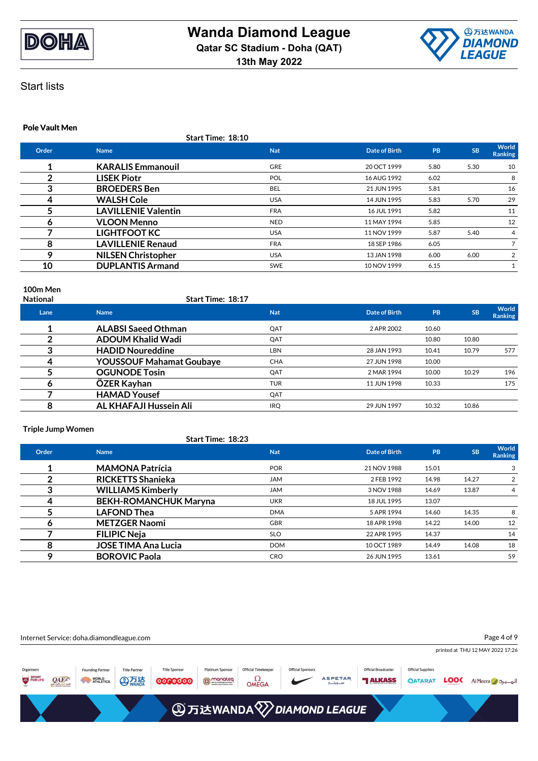# Wanda Diamond League

**Qatar SC Stadium - Doha (QAT)**

**13th May 2022**

Start lists

### Pole Vault Men

Start Time: 18:10

| Order | Name | Nat | Date of Birth | PB | SB | World Ranking |
|---|---|---|---|---|---|---|
| 1 | KARALIS Emmanouil | GRE | 20 OCT 1999 | 5.80 | 5.30 | 10 |
| 2 | LISEK Piotr | POL | 16 AUG 1992 | 6.02 | | 8 |
| 3 | BROEDERS Ben | BEL | 21 JUN 1995 | 5.81 | | 16 |
| 4 | WALSH Cole | USA | 14 JUN 1995 | 5.83 | 5.70 | 29 |
| 5 | LAVILLENIE Valentin | FRA | 16 JUL 1991 | 5.82 | | 11 |
| 6 | VLOON Menno | NED | 11 MAY 1994 | 5.85 | | 12 |
| 7 | LIGHTFOOT KC | USA | 11 NOV 1999 | 5.87 | 5.40 | 4 |
| 8 | LAVILLENIE Renaud | FRA | 18 SEP 1986 | 6.05 | | 7 |
| 9 | NILSEN Christopher | USA | 13 JAN 1998 | 6.00 | 6.00 | 2 |
| 10 | DUPLANTIS Armand | SWE | 10 NOV 1999 | 6.15 | | 1 |

### 100m Men
National

Start Time: 18:17

| Lane | Name | Nat | Date of Birth | PB | SB | World Ranking |
|---|---|---|---|---|---|---|
| 1 | ALABSI Saeed Othman | QAT | 2 APR 2002 | 10.60 | | |
| 2 | ADOUM Khalid Wadi | QAT | | 10.80 | 10.80 | |
| 3 | HADID Noureddine | LBN | 28 JAN 1993 | 10.41 | 10.79 | 577 |
| 4 | YOUSSOUF Mahamat Goubaye | CHA | 27 JUN 1998 | 10.00 | | |
| 5 | OGUNODE Tosin | QAT | 2 MAR 1994 | 10.00 | 10.29 | 196 |
| 6 | ÖZER Kayhan | TUR | 11 JUN 1998 | 10.33 | | 175 |
| 7 | HAMAD Yousef | QAT | | | | |
| 8 | AL KHAFAJI Hussein Ali | IRQ | 29 JUN 1997 | 10.32 | 10.86 | |

### Triple Jump Women

Start Time: 18:23

| Order | Name | Nat | Date of Birth | PB | SB | World Ranking |
|---|---|---|---|---|---|---|
| 1 | MAMONA Patrícia | POR | 21 NOV 1988 | 15.01 | | 3 |
| 2 | RICKETTS Shanieka | JAM | 2 FEB 1992 | 14.98 | 14.27 | 2 |
| 3 | WILLIAMS Kimberly | JAM | 3 NOV 1988 | 14.69 | 13.87 | 4 |
| 4 | BEKH-ROMANCHUK Maryna | UKR | 18 JUL 1995 | 13.07 | | |
| 5 | LAFOND Thea | DMA | 5 APR 1994 | 14.60 | 14.35 | 8 |
| 6 | METZGER Naomi | GBR | 18 APR 1998 | 14.22 | 14.00 | 12 |
| 7 | FILIPIC Neja | SLO | 22 APR 1995 | 14.37 | | 14 |
| 8 | JOSE TIMA Ana Lucia | DOM | 10 OCT 1989 | 14.49 | 14.08 | 18 |
| 9 | BOROVIC Paola | CRO | 26 JUN 1995 | 13.61 | | 59 |

Internet Service: doha.diamondleague.com

printed at THU 12 MAY 2022 17:26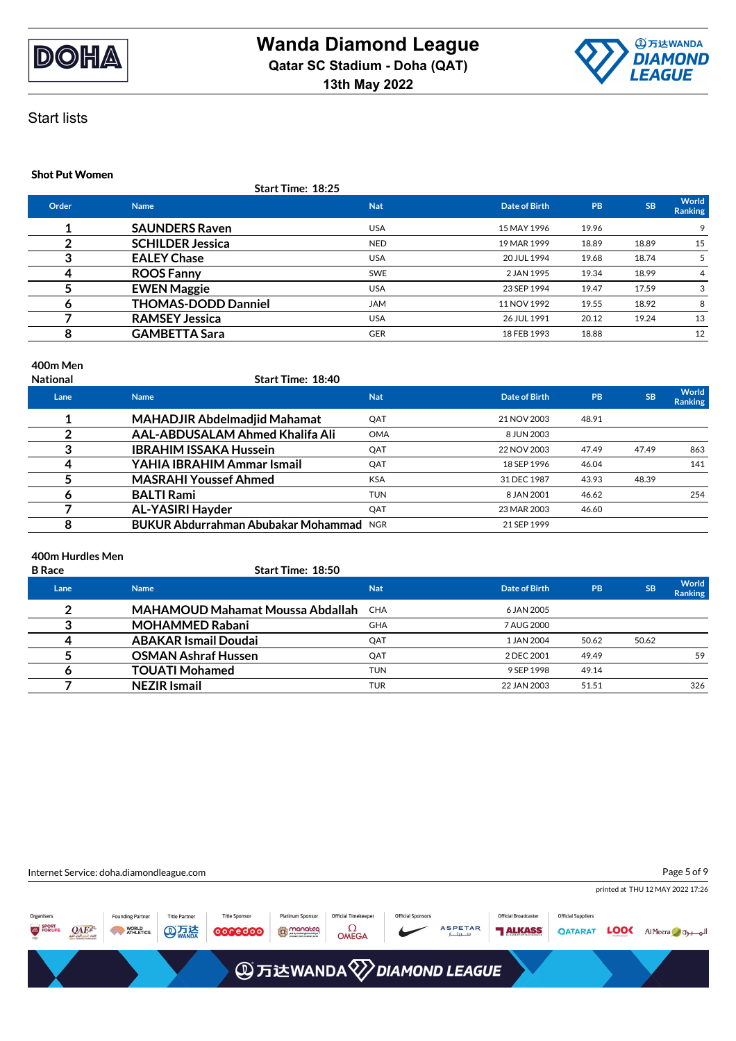# Wanda Diamond League

**Qatar SC Stadium - Doha (QAT)**

**13th May 2022**

## Start lists

### Shot Put Women

**Start Time: 18:25**

| Order | Name | Nat | Date of Birth | PB | SB | World Ranking |
|---|---|---|---|---|---|---|
| 1 | SAUNDERS Raven | USA | 15 MAY 1996 | 19.96 | | 9 |
| 2 | SCHILDER Jessica | NED | 19 MAR 1999 | 18.89 | 18.89 | 15 |
| 3 | EALEY Chase | USA | 20 JUL 1994 | 19.68 | 18.74 | 5 |
| 4 | ROOS Fanny | SWE | 2 JAN 1995 | 19.34 | 18.99 | 4 |
| 5 | EWEN Maggie | USA | 23 SEP 1994 | 19.47 | 17.59 | 3 |
| 6 | THOMAS-DODD Danniel | JAM | 11 NOV 1992 | 19.55 | 18.92 | 8 |
| 7 | RAMSEY Jessica | USA | 26 JUL 1991 | 20.12 | 19.24 | 13 |
| 8 | GAMBETTA Sara | GER | 18 FEB 1993 | 18.88 | | 12 |

### 400m Men

**National**

**Start Time: 18:40**

| Lane | Name | Nat | Date of Birth | PB | SB | World Ranking |
|---|---|---|---|---|---|---|
| 1 | MAHADJIR Abdelmadjid Mahamat | QAT | 21 NOV 2003 | 48.91 | | |
| 2 | AAL-ABDUSALAM Ahmed Khalifa Ali | OMA | 8 JUN 2003 | | | |
| 3 | IBRAHIM ISSAKA Hussein | QAT | 22 NOV 2003 | 47.49 | 47.49 | 863 |
| 4 | YAHIA IBRAHIM Ammar Ismail | QAT | 18 SEP 1996 | 46.04 | | 141 |
| 5 | MASRAHI Youssef Ahmed | KSA | 31 DEC 1987 | 43.93 | 48.39 | |
| 6 | BALTI Rami | TUN | 8 JAN 2001 | 46.62 | | 254 |
| 7 | AL-YASIRI Hayder | QAT | 23 MAR 2003 | 46.60 | | |
| 8 | BUKUR Abdurrahman Abubakar Mohammad | NGR | 21 SEP 1999 | | | |

### 400m Hurdles Men

**B Race**

**Start Time: 18:50**

| Lane | Name | Nat | Date of Birth | PB | SB | World Ranking |
|---|---|---|---|---|---|---|
| 2 | MAHAMOUD Mahamat Moussa Abdallah | CHA | 6 JAN 2005 | | | |
| 3 | MOHAMMED Rabani | GHA | 7 AUG 2000 | | | |
| 4 | ABAKAR Ismail Doudai | QAT | 1 JAN 2004 | 50.62 | 50.62 | |
| 5 | OSMAN Ashraf Hussen | QAT | 2 DEC 2001 | 49.49 | | 59 |
| 6 | TOUATI Mohamed | TUN | 9 SEP 1998 | 49.14 | | |
| 7 | NEZIR Ismail | TUR | 22 JAN 2003 | 51.51 | | 326 |

Internet Service: doha.diamondleague.com

printed at THU 12 MAY 2022 17:26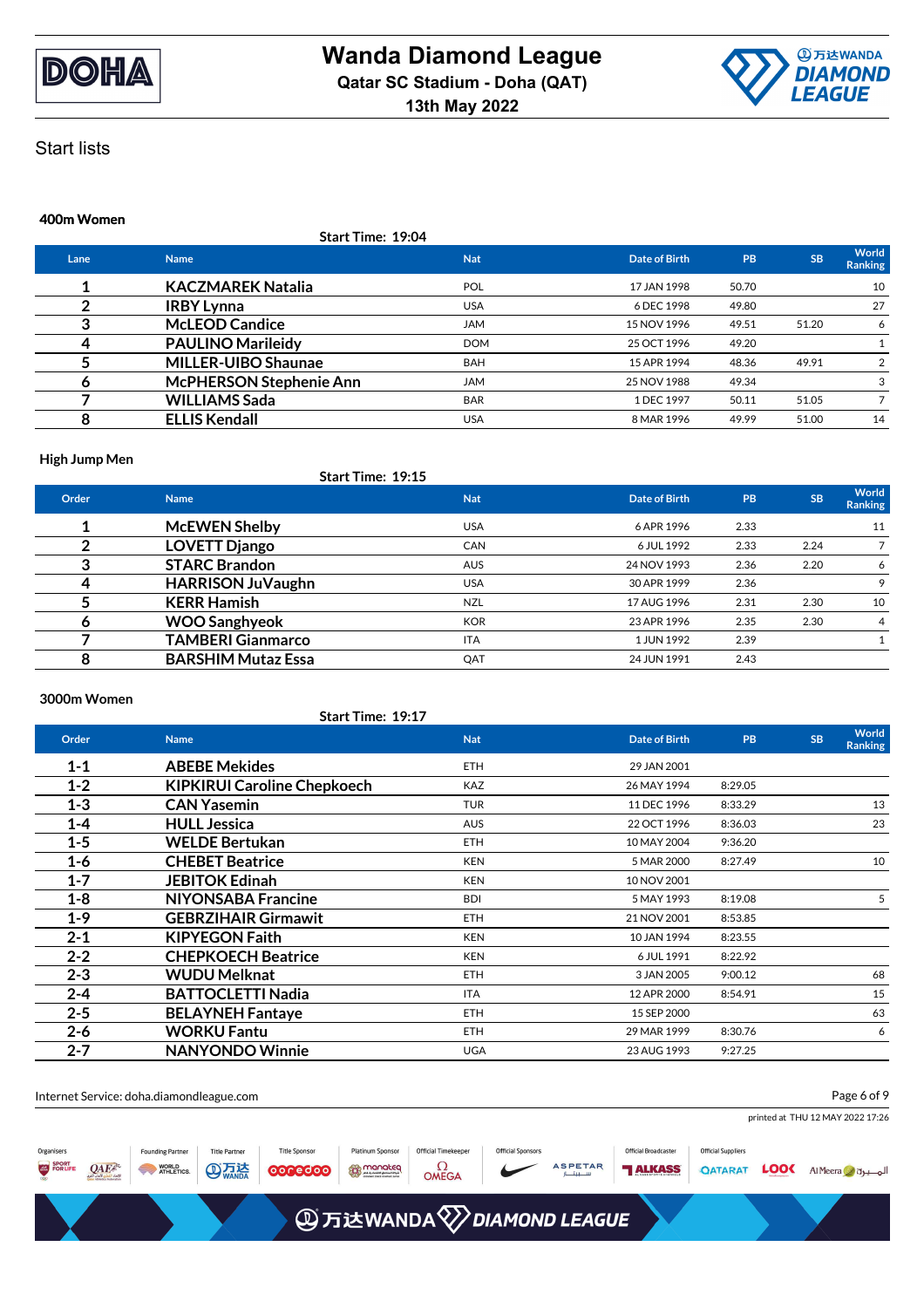# Wanda Diamond League

**Qatar SC Stadium - Doha (QAT)**

**13th May 2022**

## Start lists

### 400m Women

**Start Time: 19:04**

| Lane | Name | Nat | Date of Birth | PB | SB | World Ranking |
|---|---|---|---|---|---|---|
| 1 | KACZMAREK Natalia | POL | 17 JAN 1998 | 50.70 | | 10 |
| 2 | IRBY Lynna | USA | 6 DEC 1998 | 49.80 | | 27 |
| 3 | McLEOD Candice | JAM | 15 NOV 1996 | 49.51 | 51.20 | 6 |
| 4 | PAULINO Marileidy | DOM | 25 OCT 1996 | 49.20 | | 1 |
| 5 | MILLER-UIBO Shaunae | BAH | 15 APR 1994 | 48.36 | 49.91 | 2 |
| 6 | McPHERSON Stephenie Ann | JAM | 25 NOV 1988 | 49.34 | | 3 |
| 7 | WILLIAMS Sada | BAR | 1 DEC 1997 | 50.11 | 51.05 | 7 |
| 8 | ELLIS Kendall | USA | 8 MAR 1996 | 49.99 | 51.00 | 14 |

### High Jump Men

**Start Time: 19:15**

| Order | Name | Nat | Date of Birth | PB | SB | World Ranking |
|---|---|---|---|---|---|---|
| 1 | McEWEN Shelby | USA | 6 APR 1996 | 2.33 | | 11 |
| 2 | LOVETT Django | CAN | 6 JUL 1992 | 2.33 | 2.24 | 7 |
| 3 | STARC Brandon | AUS | 24 NOV 1993 | 2.36 | 2.20 | 6 |
| 4 | HARRISON JuVaughn | USA | 30 APR 1999 | 2.36 | | 9 |
| 5 | KERR Hamish | NZL | 17 AUG 1996 | 2.31 | 2.30 | 10 |
| 6 | WOO Sanghyeok | KOR | 23 APR 1996 | 2.35 | 2.30 | 4 |
| 7 | TAMBERI Gianmarco | ITA | 1 JUN 1992 | 2.39 | | 1 |
| 8 | BARSHIM Mutaz Essa | QAT | 24 JUN 1991 | 2.43 | | |

### 3000m Women

**Start Time: 19:17**

| Order | Name | Nat | Date of Birth | PB | SB | World Ranking |
|---|---|---|---|---|---|---|
| 1-1 | ABEBE Mekides | ETH | 29 JAN 2001 | | | |
| 1-2 | KIPKIRUI Caroline Chepkoech | KAZ | 26 MAY 1994 | 8:29.05 | | |
| 1-3 | CAN Yasemin | TUR | 11 DEC 1996 | 8:33.29 | | 13 |
| 1-4 | HULL Jessica | AUS | 22 OCT 1996 | 8:36.03 | | 23 |
| 1-5 | WELDE Bertukan | ETH | 10 MAY 2004 | 9:36.20 | | |
| 1-6 | CHEBET Beatrice | KEN | 5 MAR 2000 | 8:27.49 | | 10 |
| 1-7 | JEBITOK Edinah | KEN | 10 NOV 2001 | | | |
| 1-8 | NIYONSABA Francine | BDI | 5 MAY 1993 | 8:19.08 | | 5 |
| 1-9 | GEBRZIHAIR Girmawit | ETH | 21 NOV 2001 | 8:53.85 | | |
| 2-1 | KIPYEGON Faith | KEN | 10 JAN 1994 | 8:23.55 | | |
| 2-2 | CHEPKOECH Beatrice | KEN | 6 JUL 1991 | 8:22.92 | | |
| 2-3 | WUDU Melknat | ETH | 3 JAN 2005 | 9:00.12 | | 68 |
| 2-4 | BATTOCLETTI Nadia | ITA | 12 APR 2000 | 8:54.91 | | 15 |
| 2-5 | BELAYNEH Fantaye | ETH | 15 SEP 2000 | | | 63 |
| 2-6 | WORKU Fantu | ETH | 29 MAR 1999 | 8:30.76 | | 6 |
| 2-7 | NANYONDO Winnie | UGA | 23 AUG 1993 | 9:27.25 | | |

Internet Service: doha.diamondleague.com

printed at THU 12 MAY 2022 17:26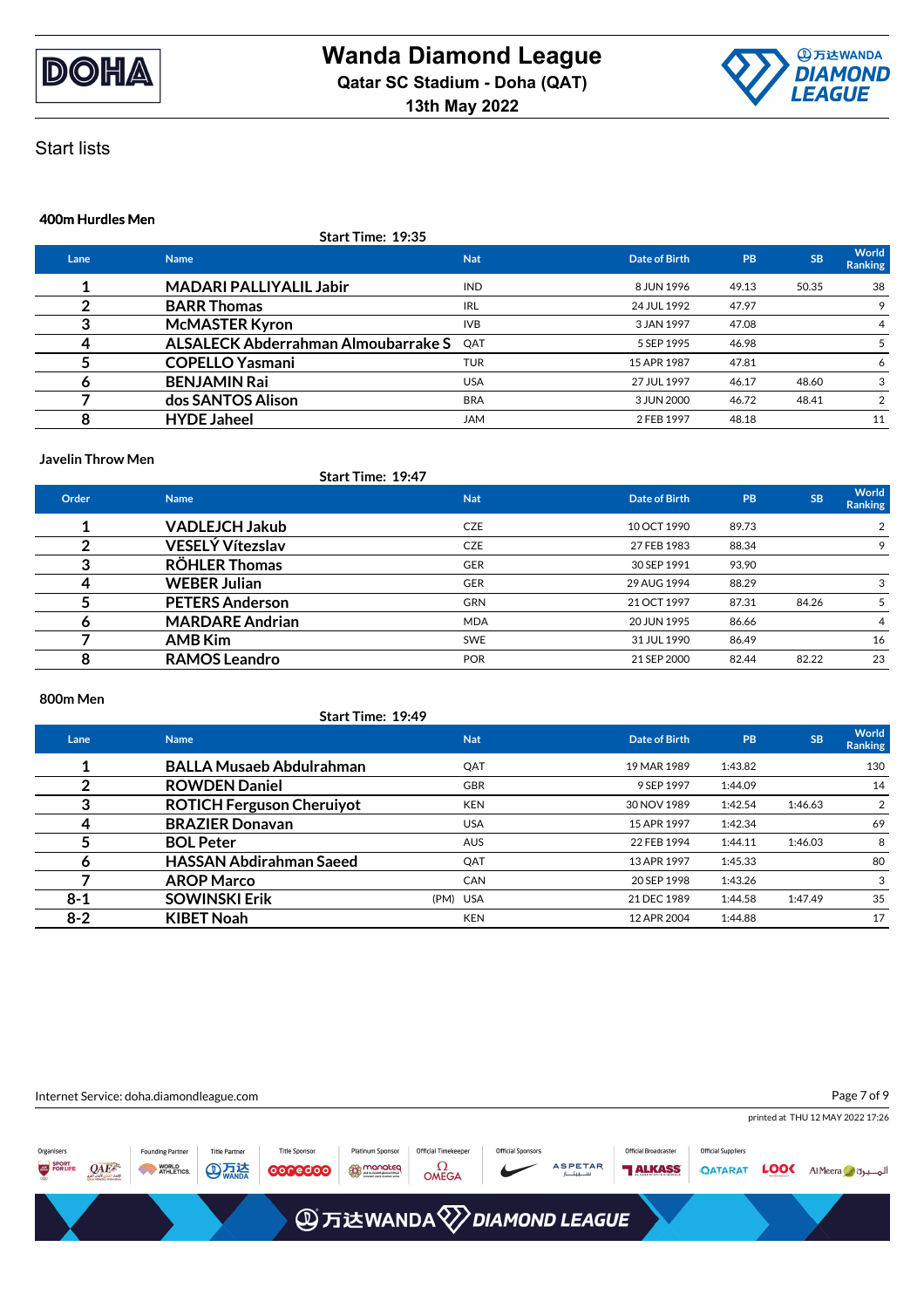# Wanda Diamond League

**Qatar SC Stadium - Doha (QAT)**

**13th May 2022**

## Start lists

### 400m Hurdles Men

**Start Time: 19:35**

| Lane | Name | Nat | Date of Birth | PB | SB | World Ranking |
|---|---|---|---|---|---|---|
| 1 | MADARI PALLIYALIL Jabir | IND | 8 JUN 1996 | 49.13 | 50.35 | 38 |
| 2 | BARR Thomas | IRL | 24 JUL 1992 | 47.97 | | 9 |
| 3 | McMASTER Kyron | IVB | 3 JAN 1997 | 47.08 | | 4 |
| 4 | ALSALECK Abderrahman Almoubarrake S | QAT | 5 SEP 1995 | 46.98 | | 5 |
| 5 | COPELLO Yasmani | TUR | 15 APR 1987 | 47.81 | | 6 |
| 6 | BENJAMIN Rai | USA | 27 JUL 1997 | 46.17 | 48.60 | 3 |
| 7 | dos SANTOS Alison | BRA | 3 JUN 2000 | 46.72 | 48.41 | 2 |
| 8 | HYDE Jaheel | JAM | 2 FEB 1997 | 48.18 | | 11 |

### Javelin Throw Men

**Start Time: 19:47**

| Order | Name | Nat | Date of Birth | PB | SB | World Ranking |
|---|---|---|---|---|---|---|
| 1 | VADLEJCH Jakub | CZE | 10 OCT 1990 | 89.73 | | 2 |
| 2 | VESELÝ Vítezslav | CZE | 27 FEB 1983 | 88.34 | | 9 |
| 3 | RÖHLER Thomas | GER | 30 SEP 1991 | 93.90 | | |
| 4 | WEBER Julian | GER | 29 AUG 1994 | 88.29 | | 3 |
| 5 | PETERS Anderson | GRN | 21 OCT 1997 | 87.31 | 84.26 | 5 |
| 6 | MARDARE Andrian | MDA | 20 JUN 1995 | 86.66 | | 4 |
| 7 | AMB Kim | SWE | 31 JUL 1990 | 86.49 | | 16 |
| 8 | RAMOS Leandro | POR | 21 SEP 2000 | 82.44 | 82.22 | 23 |

### 800m Men

**Start Time: 19:49**

| Lane | Name | Nat | Date of Birth | PB | SB | World Ranking |
|---|---|---|---|---|---|---|
| 1 | BALLA Musaeb Abdulrahman | QAT | 19 MAR 1989 | 1:43.82 | | 130 |
| 2 | ROWDEN Daniel | GBR | 9 SEP 1997 | 1:44.09 | | 14 |
| 3 | ROTICH Ferguson Cheruiyot | KEN | 30 NOV 1989 | 1:42.54 | 1:46.63 | 2 |
| 4 | BRAZIER Donavan | USA | 15 APR 1997 | 1:42.34 | | 69 |
| 5 | BOL Peter | AUS | 22 FEB 1994 | 1:44.11 | 1:46.03 | 8 |
| 6 | HASSAN Abdirahman Saeed | QAT | 13 APR 1997 | 1:45.33 | | 80 |
| 7 | AROP Marco | CAN | 20 SEP 1998 | 1:43.26 | | 3 |
| 8-1 | SOWINSKI Erik (PM) | USA | 21 DEC 1989 | 1:44.58 | 1:47.49 | 35 |
| 8-2 | KIBET Noah | KEN | 12 APR 2004 | 1:44.88 | | 17 |

Internet Service: doha.diamondleague.com

printed at THU 12 MAY 2022 17:26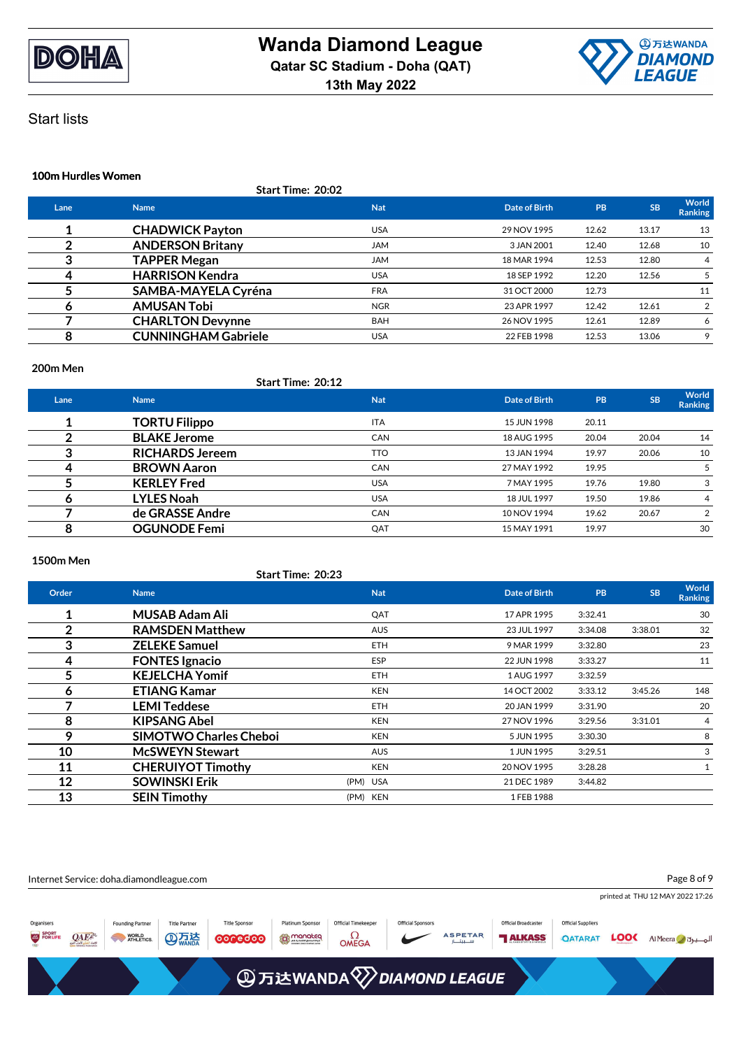# Wanda Diamond League

**Qatar SC Stadium - Doha (QAT)**

**13th May 2022**

## Start lists

### 100m Hurdles Women

**Start Time: 20:02**

| Lane | Name | Nat | Date of Birth | PB | SB | World Ranking |
|---|---|---|---|---|---|---|
| 1 | CHADWICK Payton | USA | 29 NOV 1995 | 12.62 | 13.17 | 13 |
| 2 | ANDERSON Britany | JAM | 3 JAN 2001 | 12.40 | 12.68 | 10 |
| 3 | TAPPER Megan | JAM | 18 MAR 1994 | 12.53 | 12.80 | 4 |
| 4 | HARRISON Kendra | USA | 18 SEP 1992 | 12.20 | 12.56 | 5 |
| 5 | SAMBA-MAYELA Cyréna | FRA | 31 OCT 2000 | 12.73 | | 11 |
| 6 | AMUSAN Tobi | NGR | 23 APR 1997 | 12.42 | 12.61 | 2 |
| 7 | CHARLTON Devynne | BAH | 26 NOV 1995 | 12.61 | 12.89 | 6 |
| 8 | CUNNINGHAM Gabriele | USA | 22 FEB 1998 | 12.53 | 13.06 | 9 |

### 200m Men

**Start Time: 20:12**

| Lane | Name | Nat | Date of Birth | PB | SB | World Ranking |
|---|---|---|---|---|---|---|
| 1 | TORTU Filippo | ITA | 15 JUN 1998 | 20.11 | | |
| 2 | BLAKE Jerome | CAN | 18 AUG 1995 | 20.04 | 20.04 | 14 |
| 3 | RICHARDS Jereem | TTO | 13 JAN 1994 | 19.97 | 20.06 | 10 |
| 4 | BROWN Aaron | CAN | 27 MAY 1992 | 19.95 | | 5 |
| 5 | KERLEY Fred | USA | 7 MAY 1995 | 19.76 | 19.80 | 3 |
| 6 | LYLES Noah | USA | 18 JUL 1997 | 19.50 | 19.86 | 4 |
| 7 | de GRASSE Andre | CAN | 10 NOV 1994 | 19.62 | 20.67 | 2 |
| 8 | OGUNODE Femi | QAT | 15 MAY 1991 | 19.97 | | 30 |

### 1500m Men

**Start Time: 20:23**

| Order | Name | | Nat | Date of Birth | PB | SB | World Ranking |
|---|---|---|---|---|---|---|---|
| 1 | MUSAB Adam Ali | | QAT | 17 APR 1995 | 3:32.41 | | 30 |
| 2 | RAMSDEN Matthew | | AUS | 23 JUL 1997 | 3:34.08 | 3:38.01 | 32 |
| 3 | ZELEKE Samuel | | ETH | 9 MAR 1999 | 3:32.80 | | 23 |
| 4 | FONTES Ignacio | | ESP | 22 JUN 1998 | 3:33.27 | | 11 |
| 5 | KEJELCHA Yomif | | ETH | 1 AUG 1997 | 3:32.59 | | 5 |
| 6 | ETIANG Kamar | | KEN | 14 OCT 2002 | 3:33.12 | 3:45.26 | 148 |
| 7 | LEMI Teddese | | ETH | 20 JAN 1999 | 3:31.90 | | 20 |
| 8 | KIPSANG Abel | | KEN | 27 NOV 1996 | 3:29.56 | 3:31.01 | 4 |
| 9 | SIMOTWO Charles Cheboi | | KEN | 5 JUN 1995 | 3:30.30 | | 8 |
| 10 | McSWEYN Stewart | | AUS | 1 JUN 1995 | 3:29.51 | | 3 |
| 11 | CHERUIYOT Timothy | | KEN | 20 NOV 1995 | 3:28.28 | | 1 |
| 12 | SOWINSKI Erik | (PM) | USA | 21 DEC 1989 | 3:44.82 | | |
| 13 | SEIN Timothy | (PM) | KEN | 1 FEB 1988 | | | |

Internet Service: doha.diamondleague.com

printed at THU 12 MAY 2022 17:26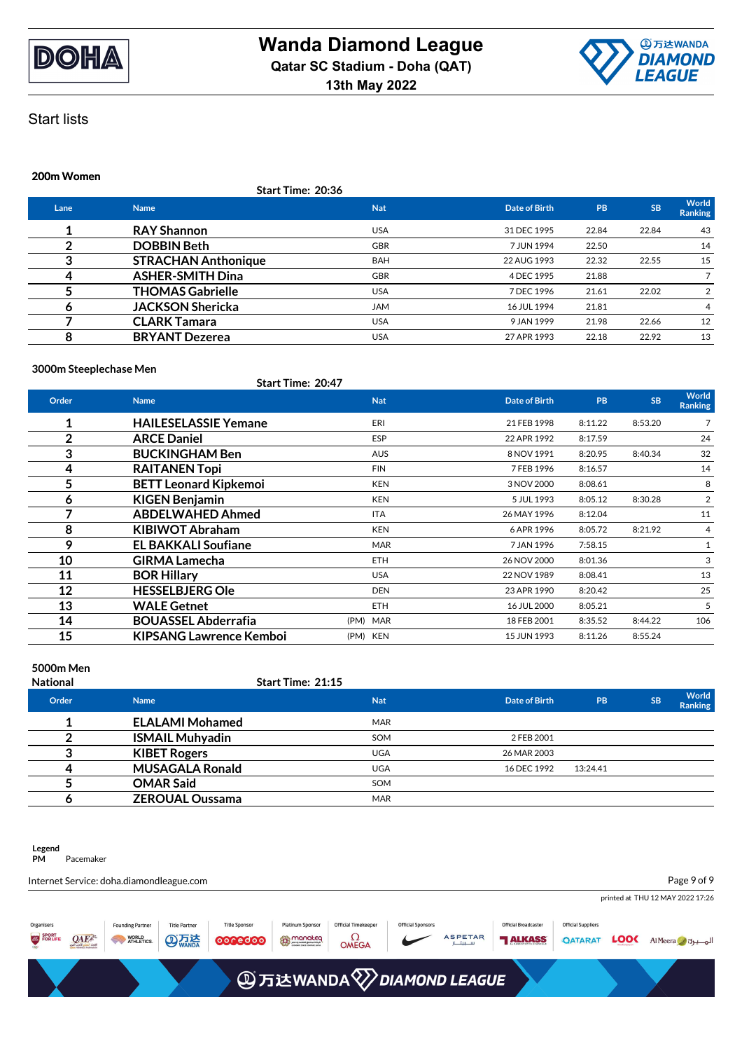# Wanda Diamond League

**Qatar SC Stadium - Doha (QAT)**

**13th May 2022**

## Start lists

### 200m Women

Start Time: 20:36

| Lane | Name | Nat | Date of Birth | PB | SB | World Ranking |
|---|---|---|---|---|---|---|
| 1 | RAY Shannon | USA | 31 DEC 1995 | 22.84 | 22.84 | 43 |
| 2 | DOBBIN Beth | GBR | 7 JUN 1994 | 22.50 | | 14 |
| 3 | STRACHAN Anthonique | BAH | 22 AUG 1993 | 22.32 | 22.55 | 15 |
| 4 | ASHER-SMITH Dina | GBR | 4 DEC 1995 | 21.88 | | 7 |
| 5 | THOMAS Gabrielle | USA | 7 DEC 1996 | 21.61 | 22.02 | 2 |
| 6 | JACKSON Shericka | JAM | 16 JUL 1994 | 21.81 | | 4 |
| 7 | CLARK Tamara | USA | 9 JAN 1999 | 21.98 | 22.66 | 12 |
| 8 | BRYANT Dezerea | USA | 27 APR 1993 | 22.18 | 22.92 | 13 |

### 3000m Steeplechase Men

Start Time: 20:47

| Order | Name | Nat | Date of Birth | PB | SB | World Ranking |
|---|---|---|---|---|---|---|
| 1 | HAILESELASSIE Yemane | ERI | 21 FEB 1998 | 8:11.22 | 8:53.20 | 7 |
| 2 | ARCE Daniel | ESP | 22 APR 1992 | 8:17.59 | | 24 |
| 3 | BUCKINGHAM Ben | AUS | 8 NOV 1991 | 8:20.95 | 8:40.34 | 32 |
| 4 | RAITANEN Topi | FIN | 7 FEB 1996 | 8:16.57 | | 14 |
| 5 | BETT Leonard Kipkemoi | KEN | 3 NOV 2000 | 8:08.61 | | 8 |
| 6 | KIGEN Benjamin | KEN | 5 JUL 1993 | 8:05.12 | 8:30.28 | 2 |
| 7 | ABDELWAHED Ahmed | ITA | 26 MAY 1996 | 8:12.04 | | 11 |
| 8 | KIBIWOT Abraham | KEN | 6 APR 1996 | 8:05.72 | 8:21.92 | 4 |
| 9 | EL BAKKALI Soufiane | MAR | 7 JAN 1996 | 7:58.15 | | 1 |
| 10 | GIRMA Lamecha | ETH | 26 NOV 2000 | 8:01.36 | | 3 |
| 11 | BOR Hillary | USA | 22 NOV 1989 | 8:08.41 | | 13 |
| 12 | HESSELBJERG Ole | DEN | 23 APR 1990 | 8:20.42 | | 25 |
| 13 | WALE Getnet | ETH | 16 JUL 2000 | 8:05.21 | | 5 |
| 14 | BOUASSEL Abderrafia (PM) | MAR | 18 FEB 2001 | 8:35.52 | 8:44.22 | 106 |
| 15 | KIPSANG Lawrence Kemboi (PM) | KEN | 15 JUN 1993 | 8:11.26 | 8:55.24 | |

### 5000m Men

National

Start Time: 21:15

| Order | Name | Nat | Date of Birth | PB | SB | World Ranking |
|---|---|---|---|---|---|---|
| 1 | ELALAMI Mohamed | MAR | | | | |
| 2 | ISMAIL Muhyadin | SOM | 2 FEB 2001 | | | |
| 3 | KIBET Rogers | UGA | 26 MAR 2003 | | | |
| 4 | MUSAGALA Ronald | UGA | 16 DEC 1992 | 13:24.41 | | |
| 5 | OMAR Said | SOM | | | | |
| 6 | ZEROUAL Oussama | MAR | | | | |

**Legend**

**PM** Pacemaker

Internet Service: doha.diamondleague.com

printed at THU 12 MAY 2022 17:26